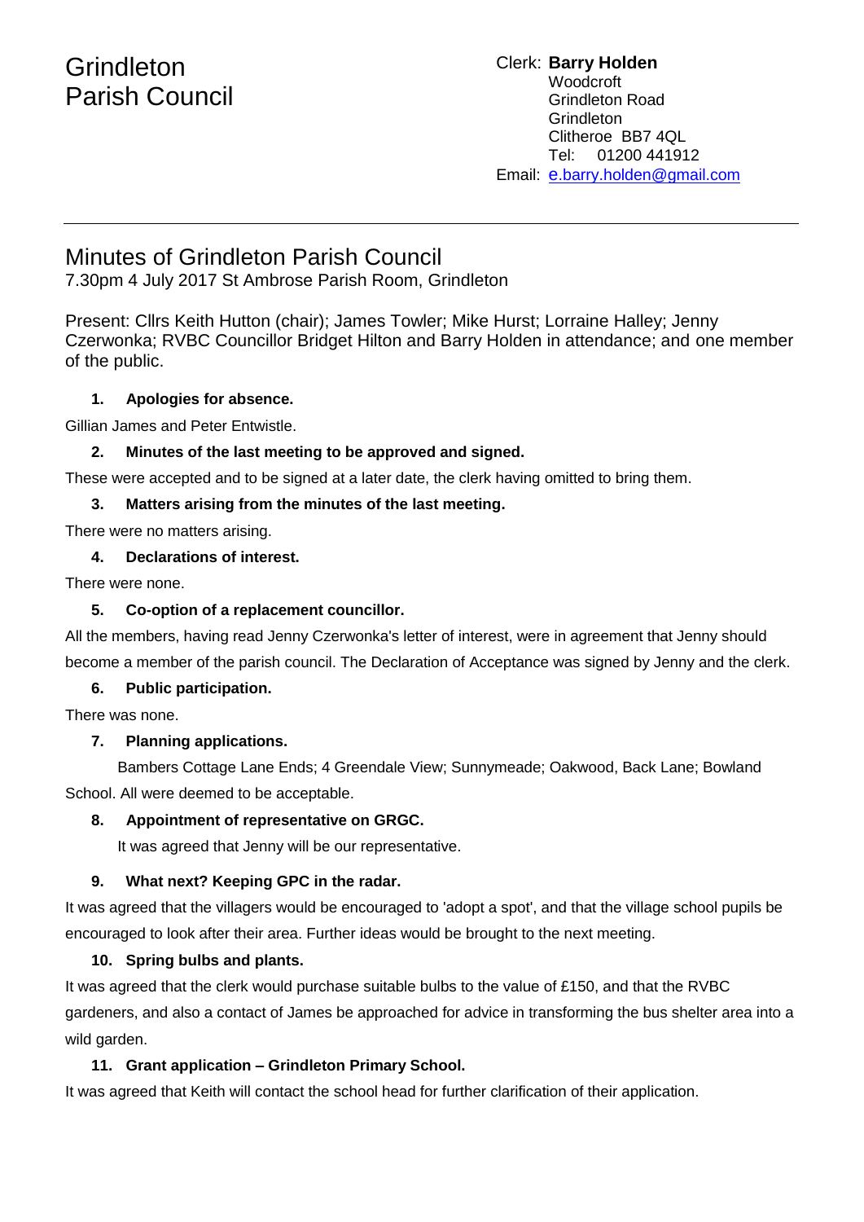# Grindleton Parish Council

Clerk: **Barry Holden**
Woodcroft
Grindleton Road
Grindleton
Clitheroe BB7 4QL
Tel: 01200 441912
Email: e.barry.holden@gmail.com

---

## Minutes of Grindleton Parish Council

7.30pm 4 July 2017 St Ambrose Parish Room, Grindleton

Present: Cllrs Keith Hutton (chair); James Towler; Mike Hurst; Lorraine Halley; Jenny Czerwonka; RVBC Councillor Bridget Hilton and Barry Holden in attendance; and one member of the public.

**1. Apologies for absence.**

Gillian James and Peter Entwistle.

**2. Minutes of the last meeting to be approved and signed.**

These were accepted and to be signed at a later date, the clerk having omitted to bring them.

**3. Matters arising from the minutes of the last meeting.**

There were no matters arising.

**4. Declarations of interest.**

There were none.

**5. Co-option of a replacement councillor.**

All the members, having read Jenny Czerwonka's letter of interest, were in agreement that Jenny should become a member of the parish council. The Declaration of Acceptance was signed by Jenny and the clerk.

**6. Public participation.**

There was none.

**7. Planning applications.**

Bambers Cottage Lane Ends; 4 Greendale View; Sunnymeade; Oakwood, Back Lane; Bowland School. All were deemed to be acceptable.

**8. Appointment of representative on GRGC.**

It was agreed that Jenny will be our representative.

**9. What next? Keeping GPC in the radar.**

It was agreed that the villagers would be encouraged to 'adopt a spot', and that the village school pupils be encouraged to look after their area. Further ideas would be brought to the next meeting.

**10. Spring bulbs and plants.**

It was agreed that the clerk would purchase suitable bulbs to the value of £150, and that the RVBC gardeners, and also a contact of James be approached for advice in transforming the bus shelter area into a wild garden.

**11. Grant application – Grindleton Primary School.**

It was agreed that Keith will contact the school head for further clarification of their application.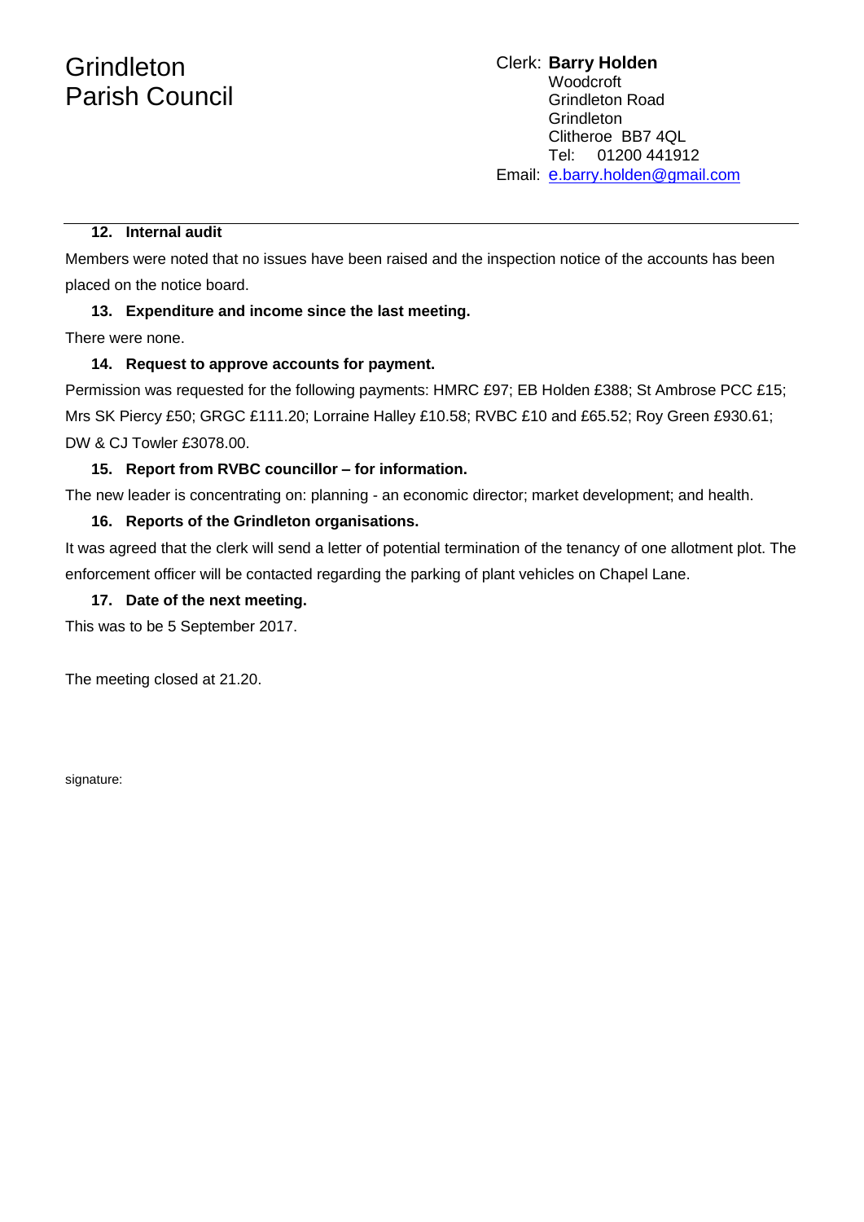# Grindleton Parish Council

Clerk: **Barry Holden**
Woodcroft
Grindleton Road
Grindleton
Clitheroe BB7 4QL
Tel: 01200 441912
Email: e.barry.holden@gmail.com

---

**12. Internal audit**

Members were noted that no issues have been raised and the inspection notice of the accounts has been placed on the notice board.

**13. Expenditure and income since the last meeting.**

There were none.

**14. Request to approve accounts for payment.**

Permission was requested for the following payments: HMRC £97; EB Holden £388; St Ambrose PCC £15; Mrs SK Piercy £50; GRGC £111.20; Lorraine Halley £10.58; RVBC £10 and £65.52; Roy Green £930.61; DW & CJ Towler £3078.00.

**15. Report from RVBC councillor – for information.**

The new leader is concentrating on: planning - an economic director; market development; and health.

**16. Reports of the Grindleton organisations.**

It was agreed that the clerk will send a letter of potential termination of the tenancy of one allotment plot. The enforcement officer will be contacted regarding the parking of plant vehicles on Chapel Lane.

**17. Date of the next meeting.**

This was to be 5 September 2017.

The meeting closed at 21.20.

signature: